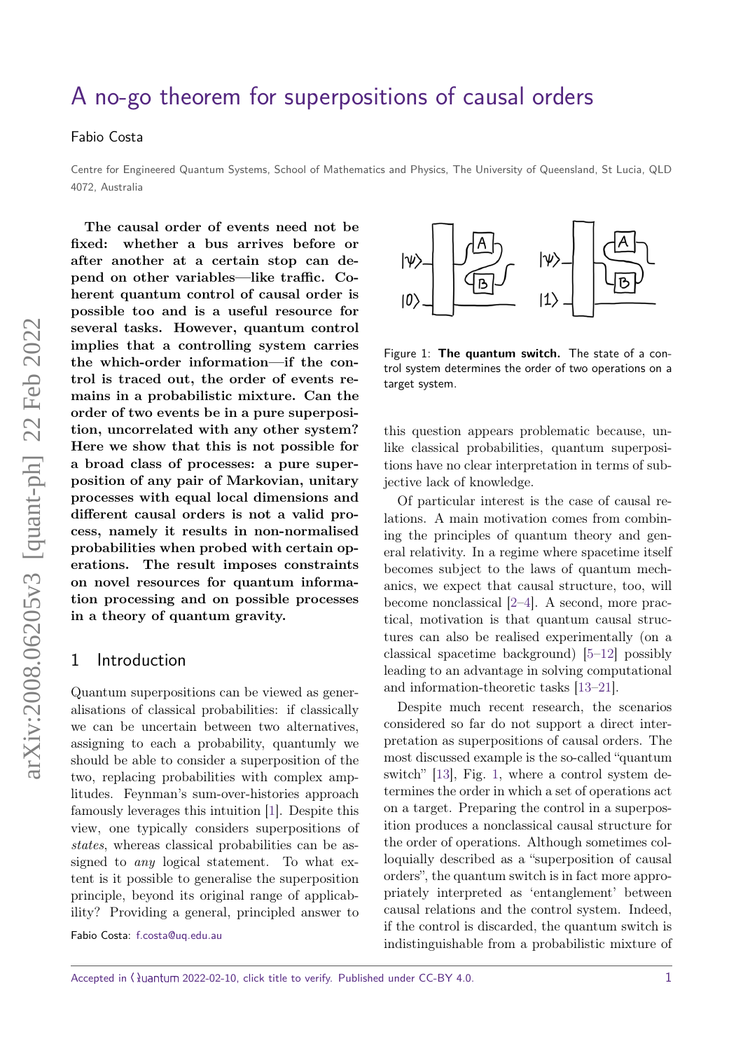# A no-go theorem for superpositions of causal orders

Fabio Costa

Centre for Engineered Quantum Systems, School of Mathematics and Physics, The University of Queensland, St Lucia, QLD 4072, Australia

**The causal order of events need not be fixed: whether a bus arrives before or after another at a certain stop can depend on other variables—like traffic. Coherent quantum control of causal order is possible too and is a useful resource for several tasks. However, quantum control implies that a controlling system carries the which-order information—if the control is traced out, the order of events remains in a probabilistic mixture. Can the order of two events be in a pure superposition, uncorrelated with any other system? Here we show that this is not possible for a broad class of processes: a pure superposition of any pair of Markovian, unitary processes with equal local dimensions and different causal orders is not a valid process, namely it results in non-normalised probabilities when probed with certain operations. The result imposes constraints on novel resources for quantum information processing and on possible processes in a theory of quantum gravity.**

## 1 Introduction

Quantum superpositions can be viewed as generalisations of classical probabilities: if classically we can be uncertain between two alternatives, assigning to each a probability, quantumly we should be able to consider a superposition of the two, replacing probabilities with complex amplitudes. Feynman's sum-over-histories approach famously leverages this intuition [1]. Despite this view, one typically considers superpositions of *states*, whereas classical probabilities can be assigned to *any* logical statement. To what extent is it possible to generalise the superposition principle, beyond its original range of applicability? Providing a general, principled answer to this question appears problematic because, unlike classical probabilities, quantum superpositions have no clear interpretation in terms of subjective lack of knowledge.

Figure 1: **The quantum switch.** The state of a control system determines the order of two operations on a target system.

Of particular interest is the case of causal relations. A main motivation comes from combining the principles of quantum theory and general relativity. In a regime where spacetime itself becomes subject to the laws of quantum mechanics, we expect that causal structure, too, will become nonclassical [2–4]. A second, more practical, motivation is that quantum causal structures can also be realised experimentally (on a classical spacetime background) [5–12] possibly leading to an advantage in solving computational and information-theoretic tasks [13–21].

Despite much recent research, the scenarios considered so far do not support a direct interpretation as superpositions of causal orders. The most discussed example is the so-called "quantum switch" [13], Fig. 1, where a control system determines the order in which a set of operations act on a target. Preparing the control in a superposition produces a nonclassical causal structure for the order of operations. Although sometimes colloquially described as a "superposition of causal orders", the quantum switch is in fact more appropriately interpreted as 'entanglement' between causal relations and the control system. Indeed, if the control is discarded, the quantum switch is indistinguishable from a probabilistic mixture of

Fabio Costa: f.costa@uq.edu.au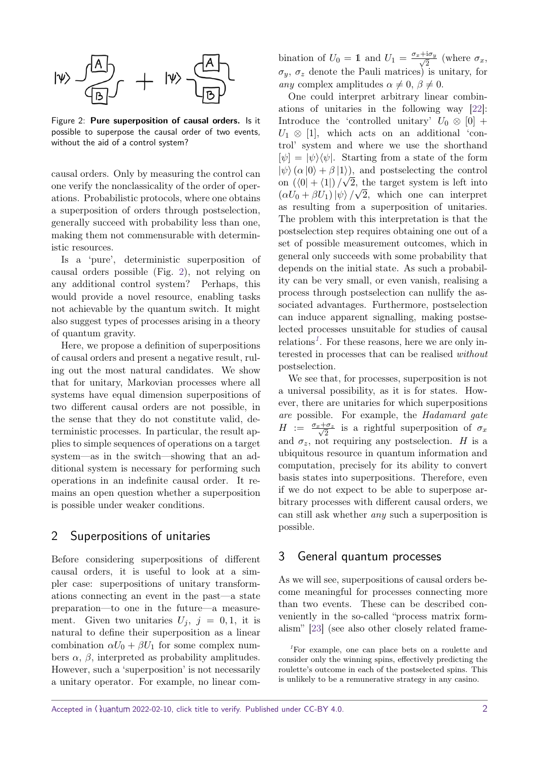Figure 2: **Pure superposition of causal orders.** Is it possible to superpose the causal order of two events, without the aid of a control system?

causal orders. Only by measuring the control can one verify the nonclassicality of the order of operations. Probabilistic protocols, where one obtains a superposition of orders through postselection, generally succeed with probability less than one, making them not commensurable with deterministic resources.

Is a 'pure', deterministic superposition of causal orders possible (Fig. 2), not relying on any additional control system? Perhaps, this would provide a novel resource, enabling tasks not achievable by the quantum switch. It might also suggest types of processes arising in a theory of quantum gravity.

Here, we propose a definition of superpositions of causal orders and present a negative result, ruling out the most natural candidates. We show that for unitary, Markovian processes where all systems have equal dimension superpositions of two different causal orders are not possible, in the sense that they do not constitute valid, deterministic processes. In particular, the result applies to simple sequences of operations on a target system—as in the switch—showing that an additional system is necessary for performing such operations in an indefinite causal order. It remains an open question whether a superposition is possible under weaker conditions.

## 2 Superpositions of unitaries

Before considering superpositions of different causal orders, it is useful to look at a simpler case: superpositions of unitary transformations connecting an event in the past—a state preparation—to one in the future—a measurement. Given two unitaries $U_j$, $j = 0, 1$, it is natural to define their superposition as a linear combination $\alpha U_0 + \beta U_1$ for some complex numbers $\alpha$, $\beta$, interpreted as probability amplitudes. However, such a 'superposition' is not necessarily a unitary operator. For example, no linear combination of $U_0 = \mathbb{1}$ and $U_1 = \frac{\sigma_x + i\sigma_y}{\sqrt{2}}$ (where $\sigma_x$, $\sigma_y$, $\sigma_z$ denote the Pauli matrices) is unitary, for *any* complex amplitudes $\alpha \neq 0$, $\beta \neq 0$.

One could interpret arbitrary linear combinations of unitaries in the following way [22]: Introduce the 'controlled unitary' $U_0 \otimes [0] + U_1 \otimes [1]$, which acts on an additional 'control' system and where we use the shorthand $[\psi] = |\psi\rangle\langle\psi|$. Starting from a state of the form $|\psi\rangle (\alpha |0\rangle + \beta |1\rangle)$, and postselecting the control on $(\langle 0| + \langle 1|)/\sqrt{2}$, the target system is left into $(\alpha U_0 + \beta U_1)|\psi\rangle/\sqrt{2}$, which one can interpret as resulting from a superposition of unitaries. The problem with this interpretation is that the postselection step requires obtaining one out of a set of possible measurement outcomes, which in general only succeeds with some probability that depends on the initial state. As such a probability can be very small, or even vanish, realising a process through postselection can nullify the associated advantages. Furthermore, postselection can induce apparent signalling, making postselected processes unsuitable for studies of causal relations[1]. For these reasons, here we are only interested in processes that can be realised *without* postselection.

We see that, for processes, superposition is not a universal possibility, as it is for states. However, there are unitaries for which superpositions *are* possible. For example, the *Hadamard gate* $H := \frac{\sigma_x + \sigma_z}{\sqrt{2}}$ is a rightful superposition of $\sigma_x$ and $\sigma_z$, not requiring any postselection. $H$ is a ubiquitous resource in quantum information and computation, precisely for its ability to convert basis states into superpositions. Therefore, even if we do not expect to be able to superpose arbitrary processes with different causal orders, we can still ask whether *any* such a superposition is possible.

## 3 General quantum processes

As we will see, superpositions of causal orders become meaningful for processes connecting more than two events. These can be described conveniently in the so-called "process matrix formalism" [23] (see also other closely related frame-

[1] For example, one can place bets on a roulette and consider only the winning spins, effectively predicting the roulette's outcome in each of the postselected spins. This is unlikely to be a remunerative strategy in any casino.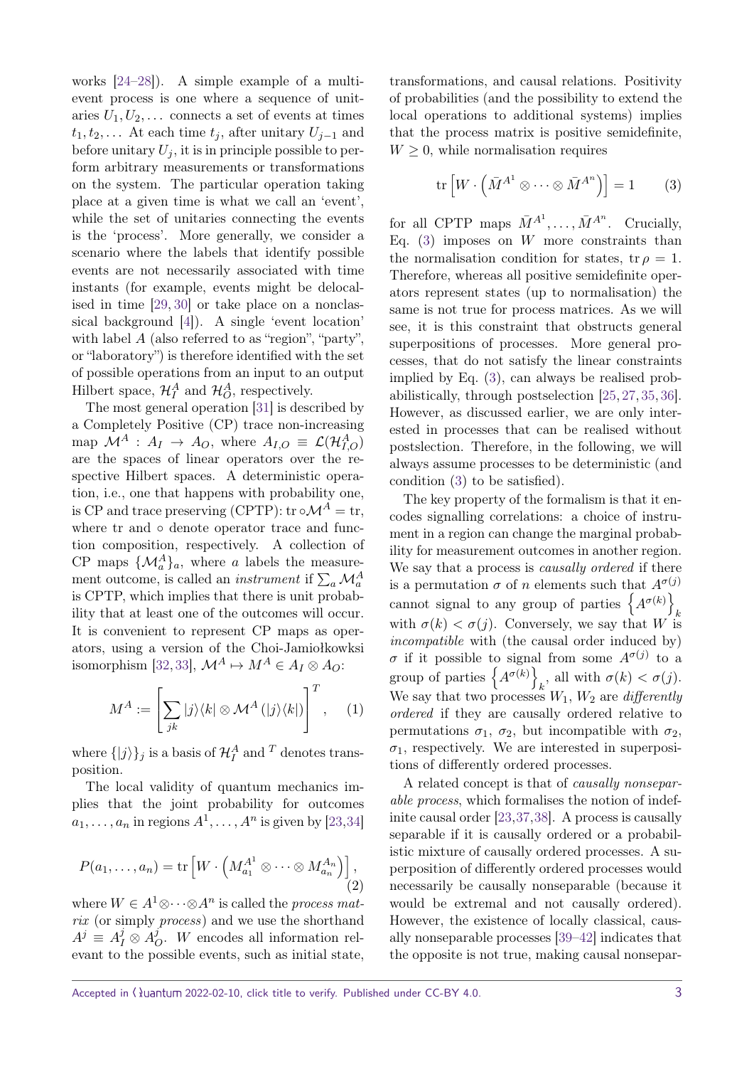works [24–28]). A simple example of a multi-event process is one where a sequence of unitaries $U_1, U_2, \dots$ connects a set of events at times $t_1, t_2, \dots$ At each time $t_j$, after unitary $U_{j-1}$ and before unitary $U_j$, it is in principle possible to perform arbitrary measurements or transformations on the system. The particular operation taking place at a given time is what we call an 'event', while the set of unitaries connecting the events is the 'process'. More generally, we consider a scenario where the labels that identify possible events are not necessarily associated with time instants (for example, events might be delocalised in time [29, 30] or take place on a nonclassical background [4]). A single 'event location' with label $A$ (also referred to as "region", "party", or "laboratory") is therefore identified with the set of possible operations from an input to an output Hilbert space, $\mathcal{H}_I^A$ and $\mathcal{H}_O^A$, respectively.

The most general operation [31] is described by a Completely Positive (CP) trace non-increasing map $\mathcal{M}^A : A_I \to A_O$, where $A_{I,O} \equiv \mathcal{L}(\mathcal{H}_{I,O}^A)$ are the spaces of linear operators over the respective Hilbert spaces. A deterministic operation, i.e., one that happens with probability one, is CP and trace preserving (CPTP): $\operatorname{tr} \circ \mathcal{M}^A = \operatorname{tr}$, where tr and $\circ$ denote operator trace and function composition, respectively. A collection of CP maps $\{\mathcal{M}_a^A\}_a$, where $a$ labels the measurement outcome, is called an *instrument* if $\sum_a \mathcal{M}_a^A$ is CPTP, which implies that there is unit probability that at least one of the outcomes will occur. It is convenient to represent CP maps as operators, using a version of the Choi-Jamiołkowksi isomorphism [32, 33], $\mathcal{M}^A \mapsto M^A \in A_I \otimes A_O$:

$$M^A := \left[ \sum_{jk} |j\rangle\langle k| \otimes \mathcal{M}^A \left( |j\rangle\langle k| \right) \right]^T, \quad (1)$$

where $\{|j\rangle\}_j$ is a basis of $\mathcal{H}_I^A$ and $^T$ denotes transposition.

The local validity of quantum mechanics implies that the joint probability for outcomes $a_1, \dots, a_n$ in regions $A^1, \dots, A^n$ is given by [23, 34]

$$P(a_1, \dots, a_n) = \operatorname{tr} \left[ W \cdot \left( M_{a_1}^{A^1} \otimes \dots \otimes M_{a_n}^{A_n} \right) \right], \quad (2)$$

where $W \in A^1 \otimes \dots \otimes A^n$ is called the *process matrix* (or simply *process*) and we use the shorthand $A^j \equiv A_I^j \otimes A_O^j$. $W$ encodes all information relevant to the possible events, such as initial state, transformations, and causal relations. Positivity of probabilities (and the possibility to extend the local operations to additional systems) implies that the process matrix is positive semidefinite, $W \geq 0$, while normalisation requires

$$\operatorname{tr} \left[ W \cdot \left( \bar{M}^{A^1} \otimes \dots \otimes \bar{M}^{A^n} \right) \right] = 1 \quad (3)$$

for all CPTP maps $\bar{M}^{A^1}, \dots, \bar{M}^{A^n}$. Crucially, Eq. (3) imposes on $W$ more constraints than the normalisation condition for states, $\operatorname{tr} \rho = 1$. Therefore, whereas all positive semidefinite operators represent states (up to normalisation) the same is not true for process matrices. As we will see, it is this constraint that obstructs general superpositions of processes. More general processes, that do not satisfy the linear constraints implied by Eq. (3), can always be realised probabilistically, through postselection [25, 27, 35, 36]. However, as discussed earlier, we are only interested in processes that can be realised without postslection. Therefore, in the following, we will always assume processes to be deterministic (and condition (3) to be satisfied).

The key property of the formalism is that it encodes signalling correlations: a choice of instrument in a region can change the marginal probability for measurement outcomes in another region. We say that a process is *causally ordered* if there is a permutation $\sigma$ of $n$ elements such that $A^{\sigma(j)}$ cannot signal to any group of parties $\left\{ A^{\sigma(k)} \right\}_k$ with $\sigma(k) < \sigma(j)$. Conversely, we say that $W$ is *incompatible* with (the causal order induced by) $\sigma$ if it possible to signal from some $A^{\sigma(j)}$ to a group of parties $\left\{ A^{\sigma(k)} \right\}_k$, all with $\sigma(k) < \sigma(j)$. We say that two processes $W_1$, $W_2$ are *differently ordered* if they are causally ordered relative to permutations $\sigma_1$, $\sigma_2$, but incompatible with $\sigma_2$, $\sigma_1$, respectively. We are interested in superpositions of differently ordered processes.

A related concept is that of *causally nonseparable process*, which formalises the notion of indefinite causal order [23, 37, 38]. A process is causally separable if it is causally ordered or a probabilistic mixture of causally ordered processes. A superposition of differently ordered processes would necessarily be causally nonseparable (because it would be extremal and not causally ordered). However, the existence of locally classical, causally nonseparable processes [39–42] indicates that the opposite is not true, making causal nonsepar-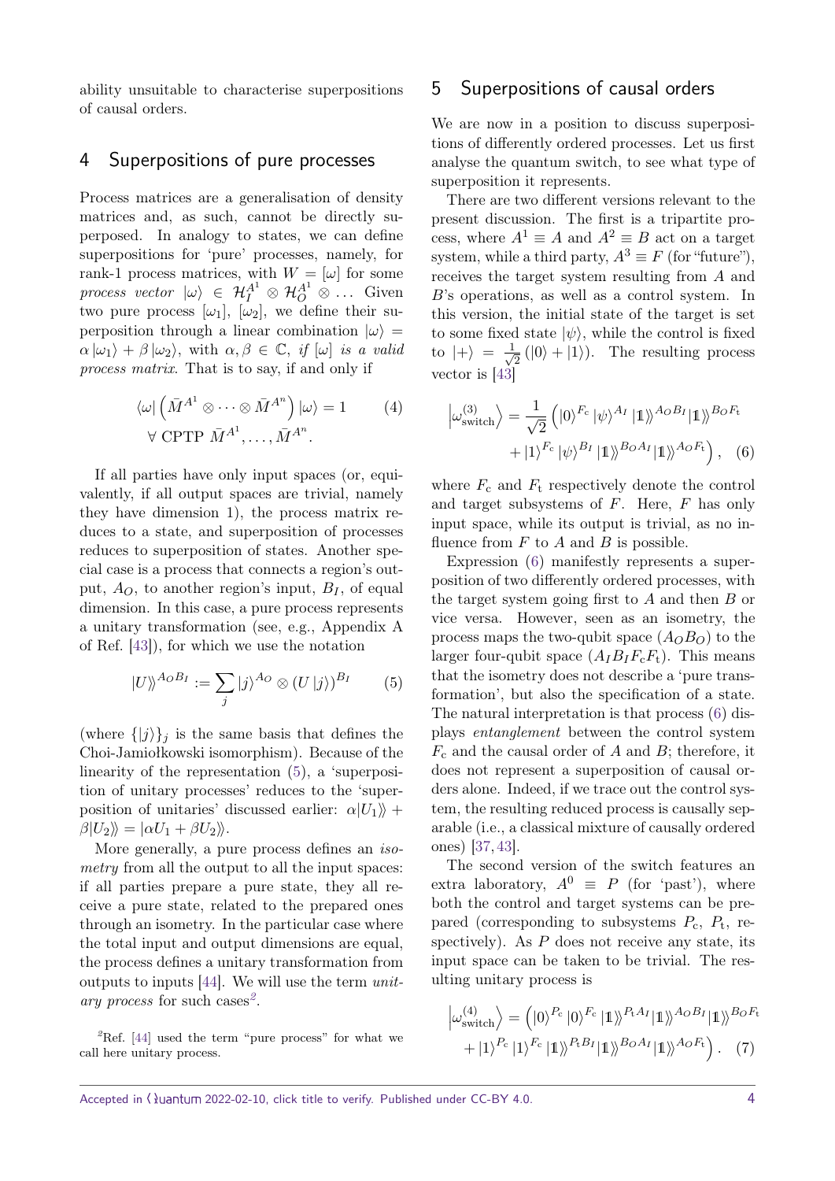ability unsuitable to characterise superpositions of causal orders.

## 4 Superpositions of pure processes

Process matrices are a generalisation of density matrices and, as such, cannot be directly superposed. In analogy to states, we can define superpositions for 'pure' processes, namely, for rank-1 process matrices, with $W = [\omega]$ for some *process vector* $|\omega\rangle \in \mathcal{H}_I^{A^1} \otimes \mathcal{H}_O^{A^1} \otimes \dots$ Given two pure process $[\omega_1]$, $[\omega_2]$, we define their superposition through a linear combination $|\omega\rangle = \alpha\,|\omega_1\rangle + \beta\,|\omega_2\rangle$, with $\alpha, \beta \in \mathbb{C}$, *if* $[\omega]$ *is a valid process matrix*. That is to say, if and only if

$$\langle\omega|\left(\bar{M}^{A^1} \otimes \dots \otimes \bar{M}^{A^n}\right)|\omega\rangle = 1 \qquad (4)$$
$$\forall \text{ CPTP } \bar{M}^{A^1}, \dots, \bar{M}^{A^n}.$$

If all parties have only input spaces (or, equivalently, if all output spaces are trivial, namely they have dimension 1), the process matrix reduces to a state, and superposition of processes reduces to superposition of states. Another special case is a process that connects a region's output, $A_O$, to another region's input, $B_I$, of equal dimension. In this case, a pure process represents a unitary transformation (see, e.g., Appendix A of Ref. [43]), for which we use the notation

$$|U\rangle\!\rangle^{A_O B_I} := \sum_j |j\rangle^{A_O} \otimes (U\,|j\rangle)^{B_I} \qquad (5)$$

(where $\{|j\rangle\}_j$ is the same basis that defines the Choi-Jamiołkowski isomorphism). Because of the linearity of the representation (5), a 'superposition of unitary processes' reduces to the 'superposition of unitaries' discussed earlier: $\alpha|U_1\rangle\!\rangle + \beta|U_2\rangle\!\rangle = |\alpha U_1 + \beta U_2\rangle\!\rangle$.

More generally, a pure process defines an *isometry* from all the output to all the input spaces: if all parties prepare a pure state, they all receive a pure state, related to the prepared ones through an isometry. In the particular case where the total input and output dimensions are equal, the process defines a unitary transformation from outputs to inputs [44]. We will use the term *unitary process* for such cases[2].

[2] Ref. [44] used the term "pure process" for what we call here unitary process.

## 5 Superpositions of causal orders

We are now in a position to discuss superpositions of differently ordered processes. Let us first analyse the quantum switch, to see what type of superposition it represents.

There are two different versions relevant to the present discussion. The first is a tripartite process, where $A^1 \equiv A$ and $A^2 \equiv B$ act on a target system, while a third party, $A^3 \equiv F$ (for "future"), receives the target system resulting from $A$ and $B$'s operations, as well as a control system. In this version, the initial state of the target is set to some fixed state $|\psi\rangle$, while the control is fixed to $|+\rangle = \frac{1}{\sqrt{2}}(|0\rangle + |1\rangle)$. The resulting process vector is [43]

$$\left|\omega_{\text{switch}}^{(3)}\right\rangle = \frac{1}{\sqrt{2}}\Big(|0\rangle^{F_c}\,|\psi\rangle^{A_I}\,|\mathbb{1}\rangle\!\rangle^{A_O B_I}|\mathbb{1}\rangle\!\rangle^{B_O F_t}$$
$$+ |1\rangle^{F_c}\,|\psi\rangle^{B_I}\,|\mathbb{1}\rangle\!\rangle^{B_O A_I}|\mathbb{1}\rangle\!\rangle^{A_O F_t}\Big), \quad (6)$$

where $F_c$ and $F_t$ respectively denote the control and target subsystems of $F$. Here, $F$ has only input space, while its output is trivial, as no influence from $F$ to $A$ and $B$ is possible.

Expression (6) manifestly represents a superposition of two differently ordered processes, with the target system going first to $A$ and then $B$ or vice versa. However, seen as an isometry, the process maps the two-qubit space $(A_O B_O)$ to the larger four-qubit space $(A_I B_I F_c F_t)$. This means that the isometry does not describe a 'pure transformation', but also the specification of a state. The natural interpretation is that process (6) displays *entanglement* between the control system $F_c$ and the causal order of $A$ and $B$; therefore, it does not represent a superposition of causal orders alone. Indeed, if we trace out the control system, the resulting reduced process is causally separable (i.e., a classical mixture of causally ordered ones) [37, 43].

The second version of the switch features an extra laboratory, $A^0 \equiv P$ (for 'past'), where both the control and target systems can be prepared (corresponding to subsystems $P_c$, $P_t$, respectively). As $P$ does not receive any state, its input space can be taken to be trivial. The resulting unitary process is

$$\left|\omega_{\text{switch}}^{(4)}\right\rangle = \Big(|0\rangle^{P_c}\,|0\rangle^{F_c}\,|\mathbb{1}\rangle\!\rangle^{P_t A_I}|\mathbb{1}\rangle\!\rangle^{A_O B_I}|\mathbb{1}\rangle\!\rangle^{B_O F_t}$$
$$+ |1\rangle^{P_c}\,|1\rangle^{F_c}\,|\mathbb{1}\rangle\!\rangle^{P_t B_I}|\mathbb{1}\rangle\!\rangle^{B_O A_I}|\mathbb{1}\rangle\!\rangle^{A_O F_t}\Big). \quad (7)$$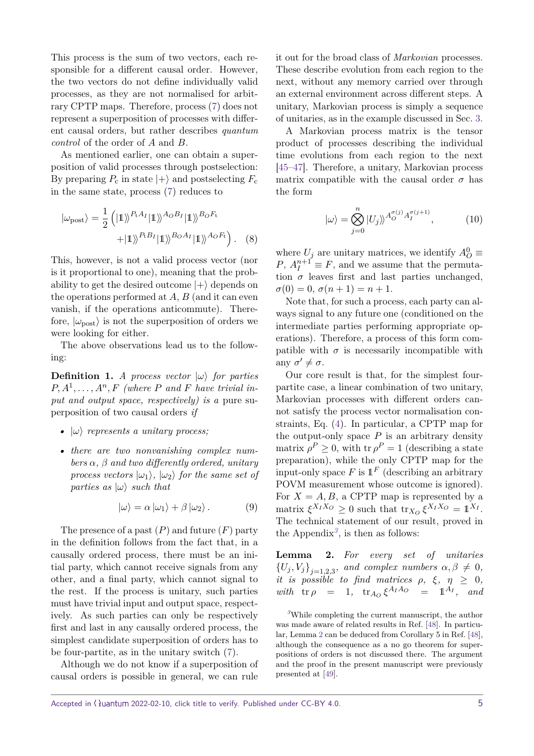This process is the sum of two vectors, each responsible for a different causal order. However, the two vectors do not define individually valid processes, as they are not normalised for arbitrary CPTP maps. Therefore, process (7) does not represent a superposition of processes with different causal orders, but rather describes *quantum control* of the order of $A$ and $B$.

As mentioned earlier, one can obtain a superposition of valid processes through postselection: By preparing $P_c$ in state $|+\rangle$ and postselecting $F_c$ in the same state, process (7) reduces to

$$|\omega_{\text{post}}\rangle = \frac{1}{2}\Big(|\mathbb{1}\rangle\!\rangle^{P_t A_I}|\mathbb{1}\rangle\!\rangle^{A_O B_I}|\mathbb{1}\rangle\!\rangle^{B_O F_t} + |\mathbb{1}\rangle\!\rangle^{P_t B_I}|\mathbb{1}\rangle\!\rangle^{B_O A_I}|\mathbb{1}\rangle\!\rangle^{A_O F_t}\Big). \quad (8)$$

This, however, is not a valid process vector (nor is it proportional to one), meaning that the probability to get the desired outcome $|+\rangle$ depends on the operations performed at $A$, $B$ (and it can even vanish, if the operations anticommute). Therefore, $|\omega_{\text{post}}\rangle$ is not the superposition of orders we were looking for either.

The above observations lead us to the following:

**Definition 1.** *A process vector $|\omega\rangle$ for parties $P, A^1, \ldots, A^n, F$ (where $P$ and $F$ have trivial input and output space, respectively) is a* pure superposition of two causal orders *if*

- *$|\omega\rangle$ represents a unitary process;*
- *there are two nonvanishing complex numbers $\alpha$, $\beta$ and two differently ordered, unitary process vectors $|\omega_1\rangle$, $|\omega_2\rangle$ for the same set of parties as $|\omega\rangle$ such that*

$$|\omega\rangle = \alpha\,|\omega_1\rangle + \beta\,|\omega_2\rangle\,. \quad (9)$$

The presence of a past ($P$) and future ($F$) party in the definition follows from the fact that, in a causally ordered process, there must be an initial party, which cannot receive signals from any other, and a final party, which cannot signal to the rest. If the process is unitary, such parties must have trivial input and output space, respectively. As such parties can only be respectively first and last in any causally ordered process, the simplest candidate superposition of orders has to be four-partite, as in the unitary switch (7).

Although we do not know if a superposition of causal orders is possible in general, we can rule it out for the broad class of *Markovian* processes. These describe evolution from each region to the next, without any memory carried over through an external environment across different steps. A unitary, Markovian process is simply a sequence of unitaries, as in the example discussed in Sec. 3.

A Markovian process matrix is the tensor product of processes describing the individual time evolutions from each region to the next [45–47]. Therefore, a unitary, Markovian process matrix compatible with the causal order $\sigma$ has the form

$$|\omega\rangle = \bigotimes_{j=0}^{n} |U_j\rangle\!\rangle^{A_O^{\sigma(j)} A_I^{\sigma(j+1)}}, \quad (10)$$

where $U_j$ are unitary matrices, we identify $A_O^0 \equiv P$, $A_I^{n+1} \equiv F$, and we assume that the permutation $\sigma$ leaves first and last parties unchanged, $\sigma(0) = 0$, $\sigma(n+1) = n+1$.

Note that, for such a process, each party can always signal to any future one (conditioned on the intermediate parties performing appropriate operations). Therefore, a process of this form compatible with $\sigma$ is necessarily incompatible with any $\sigma' \neq \sigma$.

Our core result is that, for the simplest four-partite case, a linear combination of two unitary, Markovian processes with different orders cannot satisfy the process vector normalisation constraints, Eq. (4). In particular, a CPTP map for the output-only space $P$ is an arbitrary density matrix $\rho^P \geq 0$, with $\operatorname{tr}\rho^P = 1$ (describing a state preparation), while the only CPTP map for the input-only space $F$ is $\mathbb{1}^F$ (describing an arbitrary POVM measurement whose outcome is ignored). For $X = A, B$, a CPTP map is represented by a matrix $\xi^{X_I X_O} \geq 0$ such that $\operatorname{tr}_{X_O}\xi^{X_I X_O} = \mathbb{1}^{X_I}$. The technical statement of our result, proved in the Appendix[3], is then as follows:

**Lemma 2.** *For every set of unitaries $\{U_j, V_j\}_{j=1,2,3}$, and complex numbers $\alpha, \beta \neq 0$, it is possible to find matrices $\rho$, $\xi$, $\eta \geq 0$, with $\operatorname{tr}\rho = 1$, $\operatorname{tr}_{A_O}\xi^{A_I A_O} = \mathbb{1}^{A_I}$, and*

[3] While completing the current manuscript, the author was made aware of related results in Ref. [48]. In particular, Lemma 2 can be deduced from Corollary 5 in Ref. [48], although the consequence as a no go theorem for superpositions of orders is not discussed there. The argument and the proof in the present manuscript were previously presented at [49].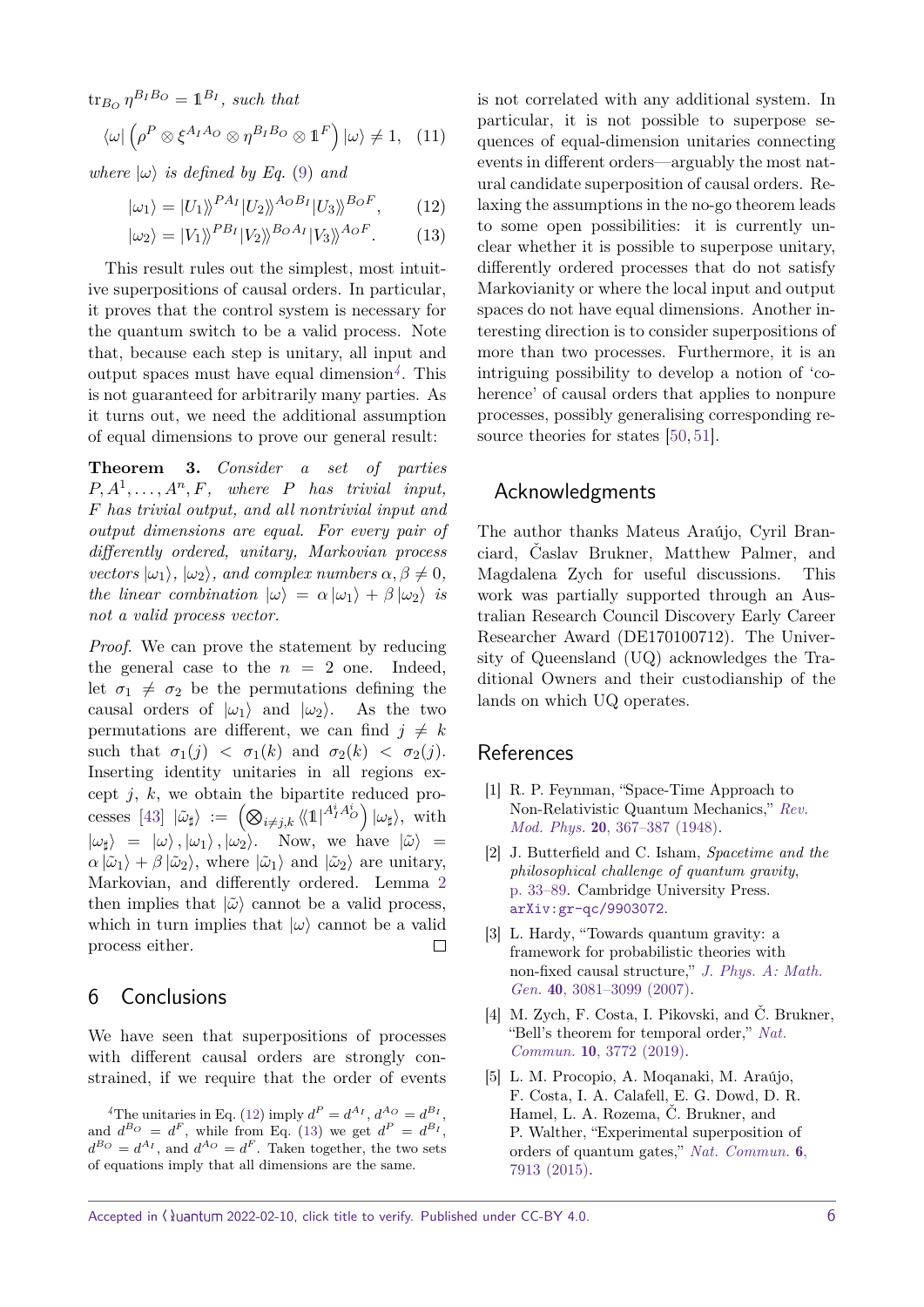$\mathrm{tr}_{B_O} \eta^{B_I B_O} = \mathbb{1}^{B_I}$, *such that*

$$\langle\omega| \left(\rho^P \otimes \xi^{A_I A_O} \otimes \eta^{B_I B_O} \otimes \mathbb{1}^F\right) |\omega\rangle \neq 1, \quad (11)$$

*where* $|\omega\rangle$ *is defined by Eq.* (9) *and*

$$|\omega_1\rangle = |U_1\rangle\rangle^{PA_I} |U_2\rangle\rangle^{A_O B_I} |U_3\rangle\rangle^{B_O F}, \quad (12)$$

$$|\omega_2\rangle = |V_1\rangle\rangle^{PB_I} |V_2\rangle\rangle^{B_O A_I} |V_3\rangle\rangle^{A_O F}. \quad (13)$$

This result rules out the simplest, most intuitive superpositions of causal orders. In particular, it proves that the control system is necessary for the quantum switch to be a valid process. Note that, because each step is unitary, all input and output spaces must have equal dimension[4]. This is not guaranteed for arbitrarily many parties. As it turns out, we need the additional assumption of equal dimensions to prove our general result:

**Theorem 3.** *Consider a set of parties* $P, A^1, \ldots, A^n, F$, *where* $P$ *has trivial input,* $F$ *has trivial output, and all nontrivial input and output dimensions are equal. For every pair of differently ordered, unitary, Markovian process vectors* $|\omega_1\rangle$, $|\omega_2\rangle$, *and complex numbers* $\alpha, \beta \neq 0$, *the linear combination* $|\omega\rangle = \alpha |\omega_1\rangle + \beta |\omega_2\rangle$ *is not a valid process vector.*

*Proof.* We can prove the statement by reducing the general case to the $n = 2$ one. Indeed, let $\sigma_1 \neq \sigma_2$ be the permutations defining the causal orders of $|\omega_1\rangle$ and $|\omega_2\rangle$. As the two permutations are different, we can find $j \neq k$ such that $\sigma_1(j) < \sigma_1(k)$ and $\sigma_2(k) < \sigma_2(j)$. Inserting identity unitaries in all regions except $j$, $k$, we obtain the bipartite reduced processes [43] $|\tilde{\omega}_\sharp\rangle := \left(\bigotimes_{i\neq j,k} \langle\langle \mathbb{1}|^{A_I^i A_O^i}\right) |\omega_\sharp\rangle$, with $|\omega_\sharp\rangle = |\omega\rangle, |\omega_1\rangle, |\omega_2\rangle$. Now, we have $|\tilde{\omega}\rangle = \alpha |\tilde{\omega}_1\rangle + \beta |\tilde{\omega}_2\rangle$, where $|\tilde{\omega}_1\rangle$ and $|\tilde{\omega}_2\rangle$ are unitary, Markovian, and differently ordered. Lemma 2 then implies that $|\tilde{\omega}\rangle$ cannot be a valid process, which in turn implies that $|\omega\rangle$ cannot be a valid process either. □

## 6 Conclusions

We have seen that superpositions of processes with different causal orders are strongly constrained, if we require that the order of events is not correlated with any additional system. In particular, it is not possible to superpose sequences of equal-dimension unitaries connecting events in different orders—arguably the most natural candidate superposition of causal orders. Relaxing the assumptions in the no-go theorem leads to some open possibilities: it is currently unclear whether it is possible to superpose unitary, differently ordered processes that do not satisfy Markovianity or where the local input and output spaces do not have equal dimensions. Another interesting direction is to consider superpositions of more than two processes. Furthermore, it is an intriguing possibility to develop a notion of 'coherence' of causal orders that applies to nonpure processes, possibly generalising corresponding resource theories for states [50, 51].

[4] The unitaries in Eq. (12) imply $d^P = d^{A_I}$, $d^{A_O} = d^{B_I}$, and $d^{B_O} = d^F$, while from Eq. (13) we get $d^P = d^{B_I}$, $d^{B_O} = d^{A_I}$, and $d^{A_O} = d^F$. Taken together, the two sets of equations imply that all dimensions are the same.

## Acknowledgments

The author thanks Mateus Araújo, Cyril Branciard, Časlav Brukner, Matthew Palmer, and Magdalena Zych for useful discussions. This work was partially supported through an Australian Research Council Discovery Early Career Researcher Award (DE170100712). The University of Queensland (UQ) acknowledges the Traditional Owners and their custodianship of the lands on which UQ operates.

## References

[1] R. P. Feynman, "Space-Time Approach to Non-Relativistic Quantum Mechanics," *Rev. Mod. Phys.* **20**, 367–387 (1948).

[2] J. Butterfield and C. Isham, *Spacetime and the philosophical challenge of quantum gravity*, p. 33–89. Cambridge University Press. arXiv:gr-qc/9903072.

[3] L. Hardy, "Towards quantum gravity: a framework for probabilistic theories with non-fixed causal structure," *J. Phys. A: Math. Gen.* **40**, 3081–3099 (2007).

[4] M. Zych, F. Costa, I. Pikovski, and Č. Brukner, "Bell's theorem for temporal order," *Nat. Commun.* **10**, 3772 (2019).

[5] L. M. Procopio, A. Moqanaki, M. Araújo, F. Costa, I. A. Calafell, E. G. Dowd, D. R. Hamel, L. A. Rozema, Č. Brukner, and P. Walther, "Experimental superposition of orders of quantum gates," *Nat. Commun.* **6**, 7913 (2015).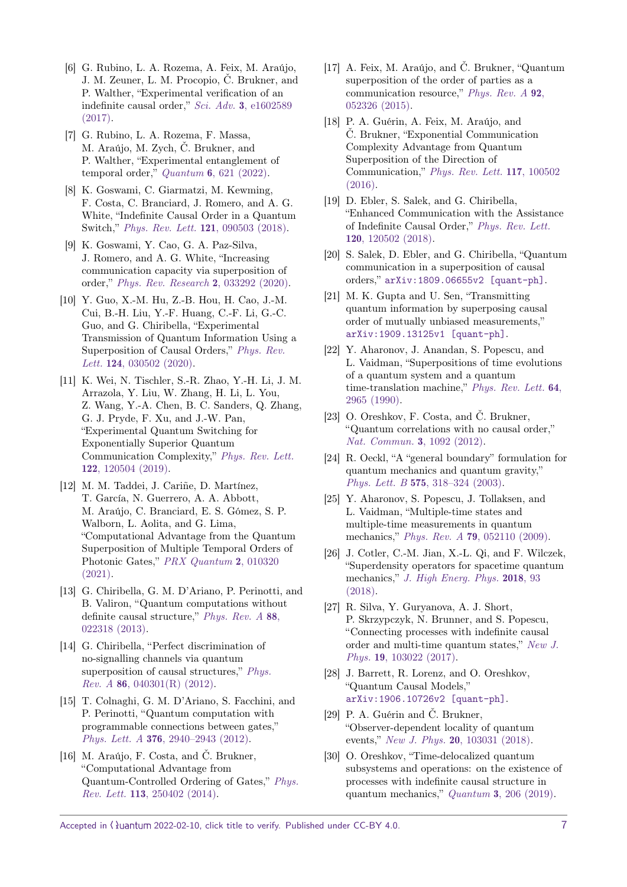[6] G. Rubino, L. A. Rozema, A. Feix, M. Araújo, J. M. Zeuner, L. M. Procopio, Č. Brukner, and P. Walther, "Experimental verification of an indefinite causal order," *Sci. Adv.* **3**, e1602589 (2017).

[7] G. Rubino, L. A. Rozema, F. Massa, M. Araújo, M. Zych, Č. Brukner, and P. Walther, "Experimental entanglement of temporal order," *Quantum* **6**, 621 (2022).

[8] K. Goswami, C. Giarmatzi, M. Kewming, F. Costa, C. Branciard, J. Romero, and A. G. White, "Indefinite Causal Order in a Quantum Switch," *Phys. Rev. Lett.* **121**, 090503 (2018).

[9] K. Goswami, Y. Cao, G. A. Paz-Silva, J. Romero, and A. G. White, "Increasing communication capacity via superposition of order," *Phys. Rev. Research* **2**, 033292 (2020).

[10] Y. Guo, X.-M. Hu, Z.-B. Hou, H. Cao, J.-M. Cui, B.-H. Liu, Y.-F. Huang, C.-F. Li, G.-C. Guo, and G. Chiribella, "Experimental Transmission of Quantum Information Using a Superposition of Causal Orders," *Phys. Rev. Lett.* **124**, 030502 (2020).

[11] K. Wei, N. Tischler, S.-R. Zhao, Y.-H. Li, J. M. Arrazola, Y. Liu, W. Zhang, H. Li, L. You, Z. Wang, Y.-A. Chen, B. C. Sanders, Q. Zhang, G. J. Pryde, F. Xu, and J.-W. Pan, "Experimental Quantum Switching for Exponentially Superior Quantum Communication Complexity," *Phys. Rev. Lett.* **122**, 120504 (2019).

[12] M. M. Taddei, J. Cariñe, D. Martínez, T. García, N. Guerrero, A. A. Abbott, M. Araújo, C. Branciard, E. S. Gómez, S. P. Walborn, L. Aolita, and G. Lima, "Computational Advantage from the Quantum Superposition of Multiple Temporal Orders of Photonic Gates," *PRX Quantum* **2**, 010320 (2021).

[13] G. Chiribella, G. M. D'Ariano, P. Perinotti, and B. Valiron, "Quantum computations without definite causal structure," *Phys. Rev. A* **88**, 022318 (2013).

[14] G. Chiribella, "Perfect discrimination of no-signalling channels via quantum superposition of causal structures," *Phys. Rev. A* **86**, 040301(R) (2012).

[15] T. Colnaghi, G. M. D'Ariano, S. Facchini, and P. Perinotti, "Quantum computation with programmable connections between gates," *Phys. Lett. A* **376**, 2940–2943 (2012).

[16] M. Araújo, F. Costa, and Č. Brukner, "Computational Advantage from Quantum-Controlled Ordering of Gates," *Phys. Rev. Lett.* **113**, 250402 (2014).

[17] A. Feix, M. Araújo, and Č. Brukner, "Quantum superposition of the order of parties as a communication resource," *Phys. Rev. A* **92**, 052326 (2015).

[18] P. A. Guérin, A. Feix, M. Araújo, and Č. Brukner, "Exponential Communication Complexity Advantage from Quantum Superposition of the Direction of Communication," *Phys. Rev. Lett.* **117**, 100502 (2016).

[19] D. Ebler, S. Salek, and G. Chiribella, "Enhanced Communication with the Assistance of Indefinite Causal Order," *Phys. Rev. Lett.* **120**, 120502 (2018).

[20] S. Salek, D. Ebler, and G. Chiribella, "Quantum communication in a superposition of causal orders," arXiv:1809.06655v2 [quant-ph].

[21] M. K. Gupta and U. Sen, "Transmitting quantum information by superposing causal order of mutually unbiased measurements," arXiv:1909.13125v1 [quant-ph].

[22] Y. Aharonov, J. Anandan, S. Popescu, and L. Vaidman, "Superpositions of time evolutions of a quantum system and a quantum time-translation machine," *Phys. Rev. Lett.* **64**, 2965 (1990).

[23] O. Oreshkov, F. Costa, and Č. Brukner, "Quantum correlations with no causal order," *Nat. Commun.* **3**, 1092 (2012).

[24] R. Oeckl, "A "general boundary" formulation for quantum mechanics and quantum gravity," *Phys. Lett. B* **575**, 318–324 (2003).

[25] Y. Aharonov, S. Popescu, J. Tollaksen, and L. Vaidman, "Multiple-time states and multiple-time measurements in quantum mechanics," *Phys. Rev. A* **79**, 052110 (2009).

[26] J. Cotler, C.-M. Jian, X.-L. Qi, and F. Wilczek, "Superdensity operators for spacetime quantum mechanics," *J. High Energ. Phys.* **2018**, 93 (2018).

[27] R. Silva, Y. Guryanova, A. J. Short, P. Skrzypczyk, N. Brunner, and S. Popescu, "Connecting processes with indefinite causal order and multi-time quantum states," *New J. Phys.* **19**, 103022 (2017).

[28] J. Barrett, R. Lorenz, and O. Oreshkov, "Quantum Causal Models," arXiv:1906.10726v2 [quant-ph].

[29] P. A. Guérin and Č. Brukner, "Observer-dependent locality of quantum events," *New J. Phys.* **20**, 103031 (2018).

[30] O. Oreshkov, "Time-delocalized quantum subsystems and operations: on the existence of processes with indefinite causal structure in quantum mechanics," *Quantum* **3**, 206 (2019).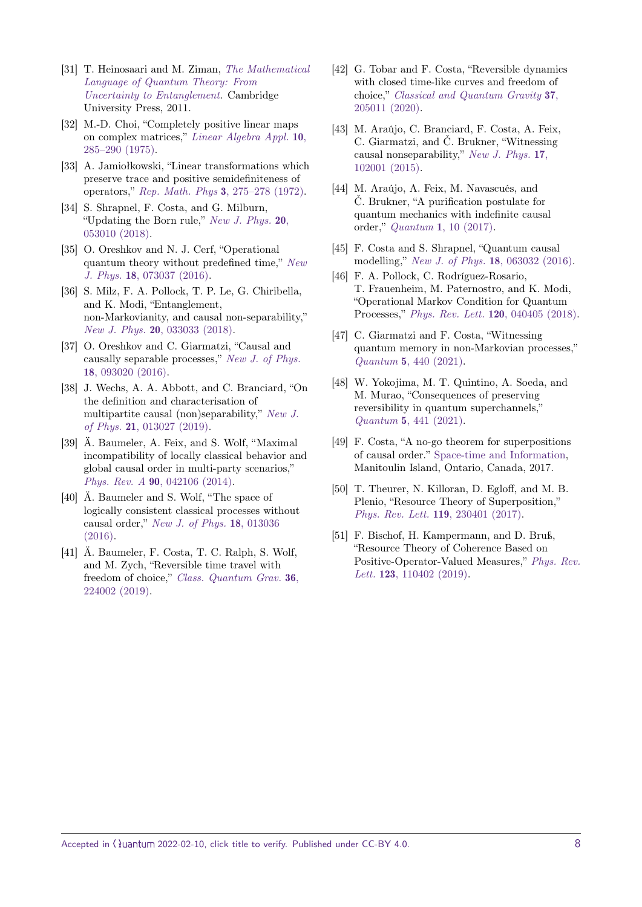[31] T. Heinosaari and M. Ziman, *The Mathematical Language of Quantum Theory: From Uncertainty to Entanglement*. Cambridge University Press, 2011.

[32] M.-D. Choi, "Completely positive linear maps on complex matrices," *Linear Algebra Appl.* **10**, 285–290 (1975).

[33] A. Jamiołkowski, "Linear transformations which preserve trace and positive semidefiniteness of operators," *Rep. Math. Phys* **3**, 275–278 (1972).

[34] S. Shrapnel, F. Costa, and G. Milburn, "Updating the Born rule," *New J. Phys.* **20**, 053010 (2018).

[35] O. Oreshkov and N. J. Cerf, "Operational quantum theory without predefined time," *New J. Phys.* **18**, 073037 (2016).

[36] S. Milz, F. A. Pollock, T. P. Le, G. Chiribella, and K. Modi, "Entanglement, non-Markovianity, and causal non-separability," *New J. Phys.* **20**, 033033 (2018).

[37] O. Oreshkov and C. Giarmatzi, "Causal and causally separable processes," *New J. of Phys.* **18**, 093020 (2016).

[38] J. Wechs, A. A. Abbott, and C. Branciard, "On the definition and characterisation of multipartite causal (non)separability," *New J. of Phys.* **21**, 013027 (2019).

[39] Ä. Baumeler, A. Feix, and S. Wolf, "Maximal incompatibility of locally classical behavior and global causal order in multi-party scenarios," *Phys. Rev. A* **90**, 042106 (2014).

[40] Ä. Baumeler and S. Wolf, "The space of logically consistent classical processes without causal order," *New J. of Phys.* **18**, 013036 (2016).

[41] Ä. Baumeler, F. Costa, T. C. Ralph, S. Wolf, and M. Zych, "Reversible time travel with freedom of choice," *Class. Quantum Grav.* **36**, 224002 (2019).

[42] G. Tobar and F. Costa, "Reversible dynamics with closed time-like curves and freedom of choice," *Classical and Quantum Gravity* **37**, 205011 (2020).

[43] M. Araújo, C. Branciard, F. Costa, A. Feix, C. Giarmatzi, and Č. Brukner, "Witnessing causal nonseparability," *New J. Phys.* **17**, 102001 (2015).

[44] M. Araújo, A. Feix, M. Navascués, and Č. Brukner, "A purification postulate for quantum mechanics with indefinite causal order," *Quantum* **1**, 10 (2017).

[45] F. Costa and S. Shrapnel, "Quantum causal modelling," *New J. of Phys.* **18**, 063032 (2016).

[46] F. A. Pollock, C. Rodríguez-Rosario, T. Frauenheim, M. Paternostro, and K. Modi, "Operational Markov Condition for Quantum Processes," *Phys. Rev. Lett.* **120**, 040405 (2018).

[47] C. Giarmatzi and F. Costa, "Witnessing quantum memory in non-Markovian processes," *Quantum* **5**, 440 (2021).

[48] W. Yokojima, M. T. Quintino, A. Soeda, and M. Murao, "Consequences of preserving reversibility in quantum superchannels," *Quantum* **5**, 441 (2021).

[49] F. Costa, "A no-go theorem for superpositions of causal order." Space-time and Information, Manitoulin Island, Ontario, Canada, 2017.

[50] T. Theurer, N. Killoran, D. Egloff, and M. B. Plenio, "Resource Theory of Superposition," *Phys. Rev. Lett.* **119**, 230401 (2017).

[51] F. Bischof, H. Kampermann, and D. Bruß, "Resource Theory of Coherence Based on Positive-Operator-Valued Measures," *Phys. Rev. Lett.* **123**, 110402 (2019).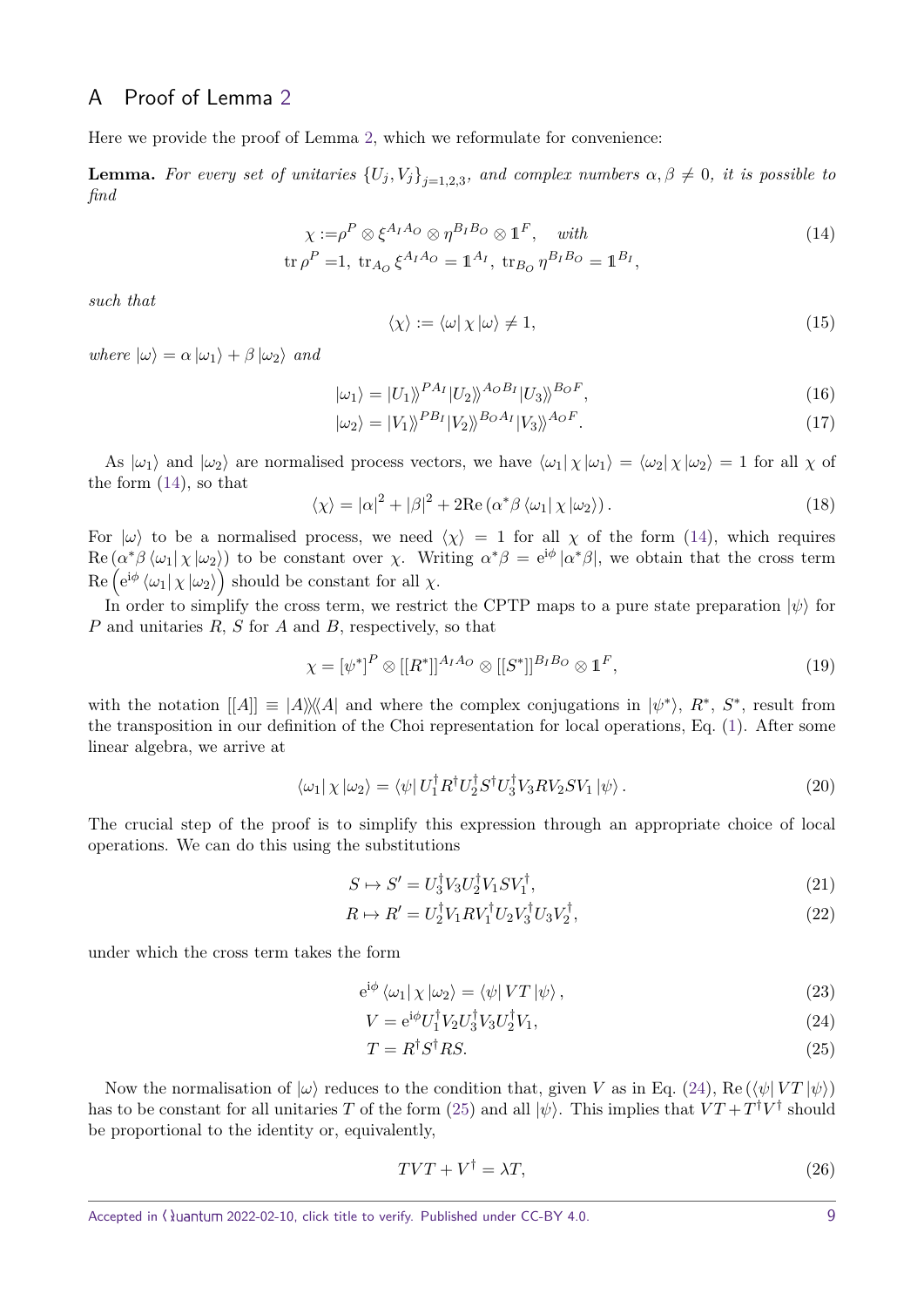## A Proof of Lemma 2

Here we provide the proof of Lemma 2, which we reformulate for convenience:

**Lemma.** *For every set of unitaries $\{U_j, V_j\}_{j=1,2,3}$, and complex numbers $\alpha, \beta \neq 0$, it is possible to find*

$$
\begin{aligned}
\chi :=& \rho^P \otimes \xi^{A_I A_O} \otimes \eta^{B_I B_O} \otimes \mathbb{1}^F, \quad \textit{with} \\
\operatorname{tr} \rho^P =& 1,\ \operatorname{tr}_{A_O} \xi^{A_I A_O} = \mathbb{1}^{A_I},\ \operatorname{tr}_{B_O} \eta^{B_I B_O} = \mathbb{1}^{B_I},
\end{aligned} \tag{14}
$$

*such that*

$$
\langle \chi \rangle := \langle \omega | \, \chi \, | \omega \rangle \neq 1, \tag{15}
$$

*where $|\omega\rangle = \alpha \, |\omega_1\rangle + \beta \, |\omega_2\rangle$ and*

$$
|\omega_1\rangle = |U_1\rangle\!\rangle^{P A_I} |U_2\rangle\!\rangle^{A_O B_I} |U_3\rangle\!\rangle^{B_O F}, \tag{16}
$$

$$
|\omega_2\rangle = |V_1\rangle\!\rangle^{P B_I} |V_2\rangle\!\rangle^{B_O A_I} |V_3\rangle\!\rangle^{A_O F}. \tag{17}
$$

As $|\omega_1\rangle$ and $|\omega_2\rangle$ are normalised process vectors, we have $\langle \omega_1 | \, \chi \, |\omega_1\rangle = \langle \omega_2 | \, \chi \, |\omega_2\rangle = 1$ for all $\chi$ of the form (14), so that

$$
\langle \chi \rangle = |\alpha|^2 + |\beta|^2 + 2 \mathrm{Re} \left( \alpha^* \beta \, \langle \omega_1 | \, \chi \, |\omega_2\rangle \right). \tag{18}
$$

For $|\omega\rangle$ to be a normalised process, we need $\langle \chi \rangle = 1$ for all $\chi$ of the form (14), which requires $\mathrm{Re} \left( \alpha^* \beta \, \langle \omega_1 | \, \chi \, |\omega_2\rangle \right)$ to be constant over $\chi$. Writing $\alpha^* \beta = \mathrm{e}^{\mathrm{i}\phi} \, |\alpha^* \beta|$, we obtain that the cross term $\mathrm{Re} \left( \mathrm{e}^{\mathrm{i}\phi} \, \langle \omega_1 | \, \chi \, |\omega_2\rangle \right)$ should be constant for all $\chi$.

In order to simplify the cross term, we restrict the CPTP maps to a pure state preparation $|\psi\rangle$ for $P$ and unitaries $R$, $S$ for $A$ and $B$, respectively, so that

$$
\chi = [\psi^*]^P \otimes [[R^*]]^{A_I A_O} \otimes [[S^*]]^{B_I B_O} \otimes \mathbb{1}^F, \tag{19}
$$

with the notation $[[A]] \equiv |A\rangle\!\rangle\langle\!\langle A|$ and where the complex conjugations in $|\psi^*\rangle$, $R^*$, $S^*$, result from the transposition in our definition of the Choi representation for local operations, Eq. (1). After some linear algebra, we arrive at

$$
\langle \omega_1 | \, \chi \, |\omega_2\rangle = \langle \psi | \, U_1^\dagger R^\dagger U_2^\dagger S^\dagger U_3^\dagger V_3 R V_2 S V_1 \, |\psi\rangle \, . \tag{20}
$$

The crucial step of the proof is to simplify this expression through an appropriate choice of local operations. We can do this using the substitutions

$$
S \mapsto S' = U_3^\dagger V_3 U_2^\dagger V_1 S V_1^\dagger, \tag{21}
$$

$$
R \mapsto R' = U_2^\dagger V_1 R V_1^\dagger U_2 V_3^\dagger U_3 V_2^\dagger, \tag{22}
$$

under which the cross term takes the form

$$
\mathrm{e}^{\mathrm{i}\phi} \, \langle \omega_1 | \, \chi \, |\omega_2\rangle = \langle \psi | \, V T \, |\psi\rangle \, , \tag{23}
$$

$$
V = \mathrm{e}^{\mathrm{i}\phi} U_1^\dagger V_2 U_3^\dagger V_3 U_2^\dagger V_1, \tag{24}
$$

$$
T = R^\dagger S^\dagger R S. \tag{25}
$$

Now the normalisation of $|\omega\rangle$ reduces to the condition that, given $V$ as in Eq. (24), $\mathrm{Re} \left( \langle \psi | \, V T \, |\psi\rangle \right)$ has to be constant for all unitaries $T$ of the form (25) and all $|\psi\rangle$. This implies that $VT + T^\dagger V^\dagger$ should be proportional to the identity or, equivalently,

$$
T V T + V^\dagger = \lambda T, \tag{26}
$$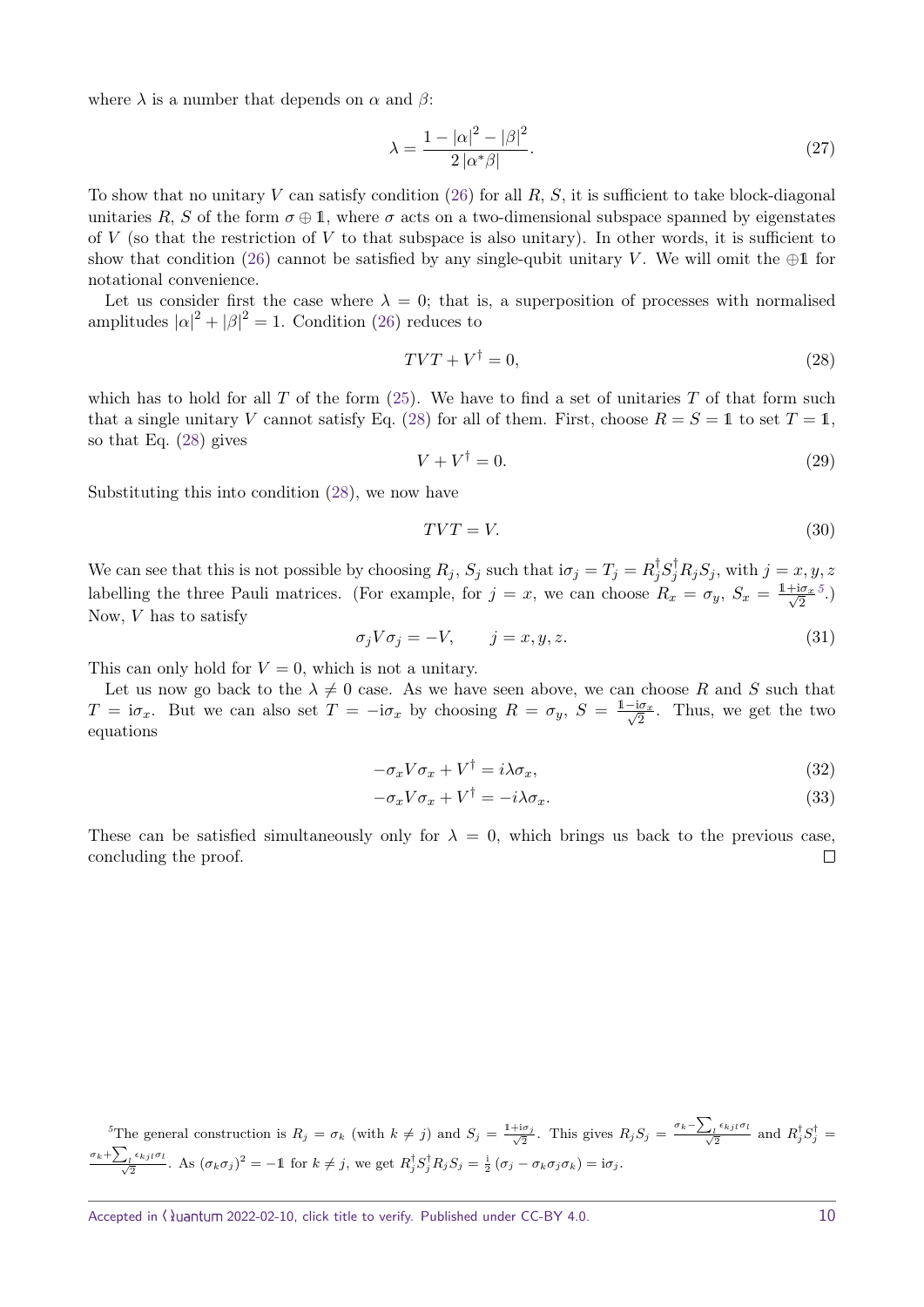where $\lambda$ is a number that depends on $\alpha$ and $\beta$:

$$\lambda = \frac{1 - |\alpha|^2 - |\beta|^2}{2\,|\alpha^* \beta|}. \tag{27}$$

To show that no unitary $V$ can satisfy condition (26) for all $R$, $S$, it is sufficient to take block-diagonal unitaries $R$, $S$ of the form $\sigma \oplus \mathbb{1}$, where $\sigma$ acts on a two-dimensional subspace spanned by eigenstates of $V$ (so that the restriction of $V$ to that subspace is also unitary). In other words, it is sufficient to show that condition (26) cannot be satisfied by any single-qubit unitary $V$. We will omit the $\oplus\mathbb{1}$ for notational convenience.

Let us consider first the case where $\lambda = 0$; that is, a superposition of processes with normalised amplitudes $|\alpha|^2 + |\beta|^2 = 1$. Condition (26) reduces to

$$TVT + V^\dagger = 0, \tag{28}$$

which has to hold for all $T$ of the form (25). We have to find a set of unitaries $T$ of that form such that a single unitary $V$ cannot satisfy Eq. (28) for all of them. First, choose $R = S = \mathbb{1}$ to set $T = \mathbb{1}$, so that Eq. (28) gives

$$V + V^\dagger = 0. \tag{29}$$

Substituting this into condition (28), we now have

$$TVT = V. \tag{30}$$

We can see that this is not possible by choosing $R_j$, $S_j$ such that $\mathrm{i}\sigma_j = T_j = R_j^\dagger S_j^\dagger R_j S_j$, with $j = x, y, z$ labelling the three Pauli matrices. (For example, for $j = x$, we can choose $R_x = \sigma_y$, $S_x = \frac{\mathbb{1}+\mathrm{i}\sigma_x}{\sqrt{2}}$[5].) Now, $V$ has to satisfy

$$\sigma_j V \sigma_j = -V, \qquad j = x, y, z. \tag{31}$$

This can only hold for $V = 0$, which is not a unitary.

Let us now go back to the $\lambda \neq 0$ case. As we have seen above, we can choose $R$ and $S$ such that $T = \mathrm{i}\sigma_x$. But we can also set $T = -\mathrm{i}\sigma_x$ by choosing $R = \sigma_y$, $S = \frac{\mathbb{1}-\mathrm{i}\sigma_x}{\sqrt{2}}$. Thus, we get the two equations

$$-\sigma_x V \sigma_x + V^\dagger = i\lambda\sigma_x, \tag{32}$$

$$-\sigma_x V \sigma_x + V^\dagger = -i\lambda\sigma_x. \tag{33}$$

These can be satisfied simultaneously only for $\lambda = 0$, which brings us back to the previous case, concluding the proof. □

[5]The general construction is $R_j = \sigma_k$ (with $k \neq j$) and $S_j = \frac{\mathbb{1}+\mathrm{i}\sigma_j}{\sqrt{2}}$. This gives $R_j S_j = \frac{\sigma_k - \sum_l \epsilon_{kjl}\sigma_l}{\sqrt{2}}$ and $R_j^\dagger S_j^\dagger = \frac{\sigma_k + \sum_l \epsilon_{kjl}\sigma_l}{\sqrt{2}}$. As $(\sigma_k\sigma_j)^2 = -\mathbb{1}$ for $k \neq j$, we get $R_j^\dagger S_j^\dagger R_j S_j = \frac{\mathrm{i}}{2}\left(\sigma_j - \sigma_k\sigma_j\sigma_k\right) = \mathrm{i}\sigma_j$.